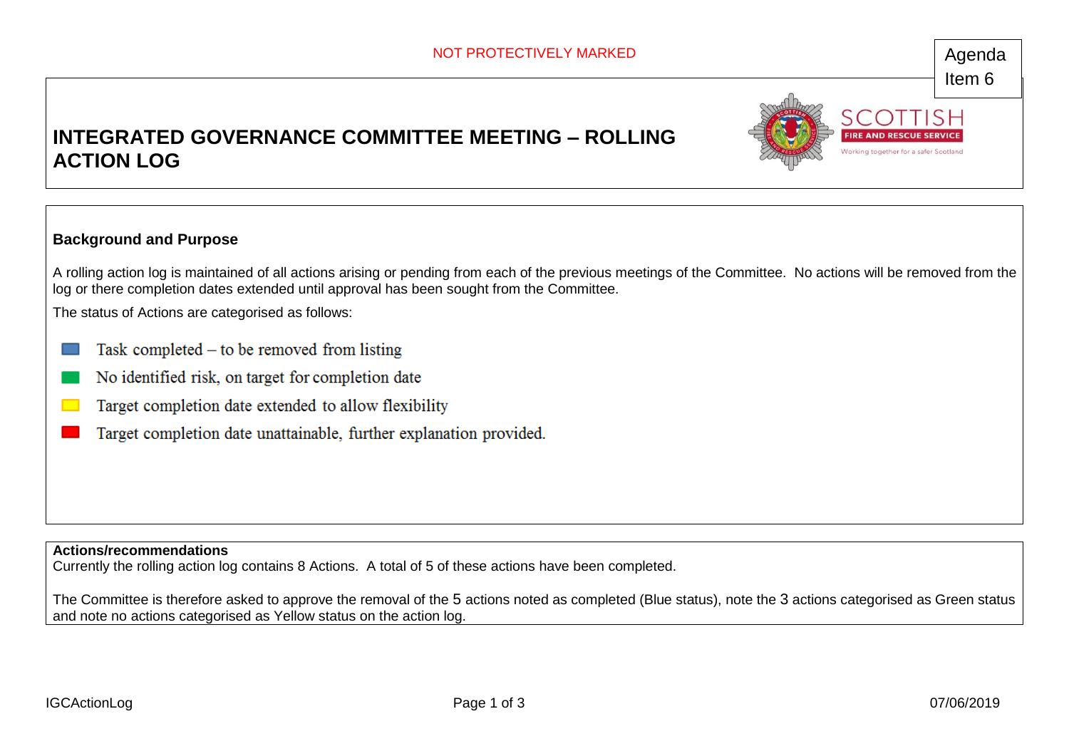NOT PROTECTIVELY MARKED

Agenda Item 6

# INTEGRATED GOVERNANCE COMMITTEE MEETING – ROLLING ACTION LOG

## Background and Purpose

A rolling action log is maintained of all actions arising or pending from each of the previous meetings of the Committee. No actions will be removed from the log or there completion dates extended until approval has been sought from the Committee.

The status of Actions are categorised as follows:

- Blue: Task completed – to be removed from listing
- Green: No identified risk, on target for completion date
- Yellow: Target completion date extended to allow flexibility
- Red: Target completion date unattainable, further explanation provided.

**Actions/recommendations**

Currently the rolling action log contains 8 Actions. A total of 5 of these actions have been completed.

The Committee is therefore asked to approve the removal of the 5 actions noted as completed (Blue status), note the 3 actions categorised as Green status and note no actions categorised as Yellow status on the action log.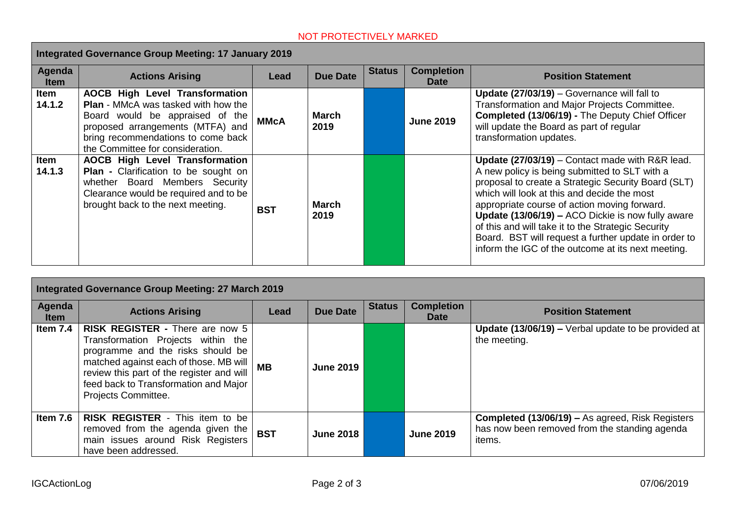NOT PROTECTIVELY MARKED

| Integrated Governance Group Meeting: 17 January 2019 | | | | | | |
|---|---|---|---|---|---|---|
| **Agenda Item** | **Actions Arising** | **Lead** | **Due Date** | **Status** | **Completion Date** | **Position Statement** |
| **Item 14.1.2** | **AOCB High Level Transformation Plan** - MMcA was tasked with how the Board would be appraised of the proposed arrangements (MTFA) and bring recommendations to come back the Committee for consideration. | **MMcA** | **March 2019** | | **June 2019** | **Update (27/03/19)** – Governance will fall to Transformation and Major Projects Committee. **Completed (13/06/19) -** The Deputy Chief Officer will update the Board as part of regular transformation updates. |
| **Item 14.1.3** | **AOCB High Level Transformation Plan -** Clarification to be sought on whether Board Members Security Clearance would be required and to be brought back to the next meeting. | **BST** | **March 2019** | | | **Update (27/03/19)** – Contact made with R&R lead. A new policy is being submitted to SLT with a proposal to create a Strategic Security Board (SLT) which will look at this and decide the most appropriate course of action moving forward. **Update (13/06/19) –** ACO Dickie is now fully aware of this and will take it to the Strategic Security Board. BST will request a further update in order to inform the IGC of the outcome at its next meeting. |

| Integrated Governance Group Meeting: 27 March 2019 | | | | | | |
|---|---|---|---|---|---|---|
| **Agenda Item** | **Actions Arising** | **Lead** | **Due Date** | **Status** | **Completion Date** | **Position Statement** |
| **Item 7.4** | **RISK REGISTER -** There are now 5 Transformation Projects within the programme and the risks should be matched against each of those. MB will review this part of the register and will feed back to Transformation and Major Projects Committee. | **MB** | **June 2019** | | | **Update (13/06/19) –** Verbal update to be provided at the meeting. |
| **Item 7.6** | **RISK REGISTER** - This item to be removed from the agenda given the main issues around Risk Registers have been addressed. | **BST** | **June 2018** | | **June 2019** | **Completed (13/06/19) –** As agreed, Risk Registers has now been removed from the standing agenda items. |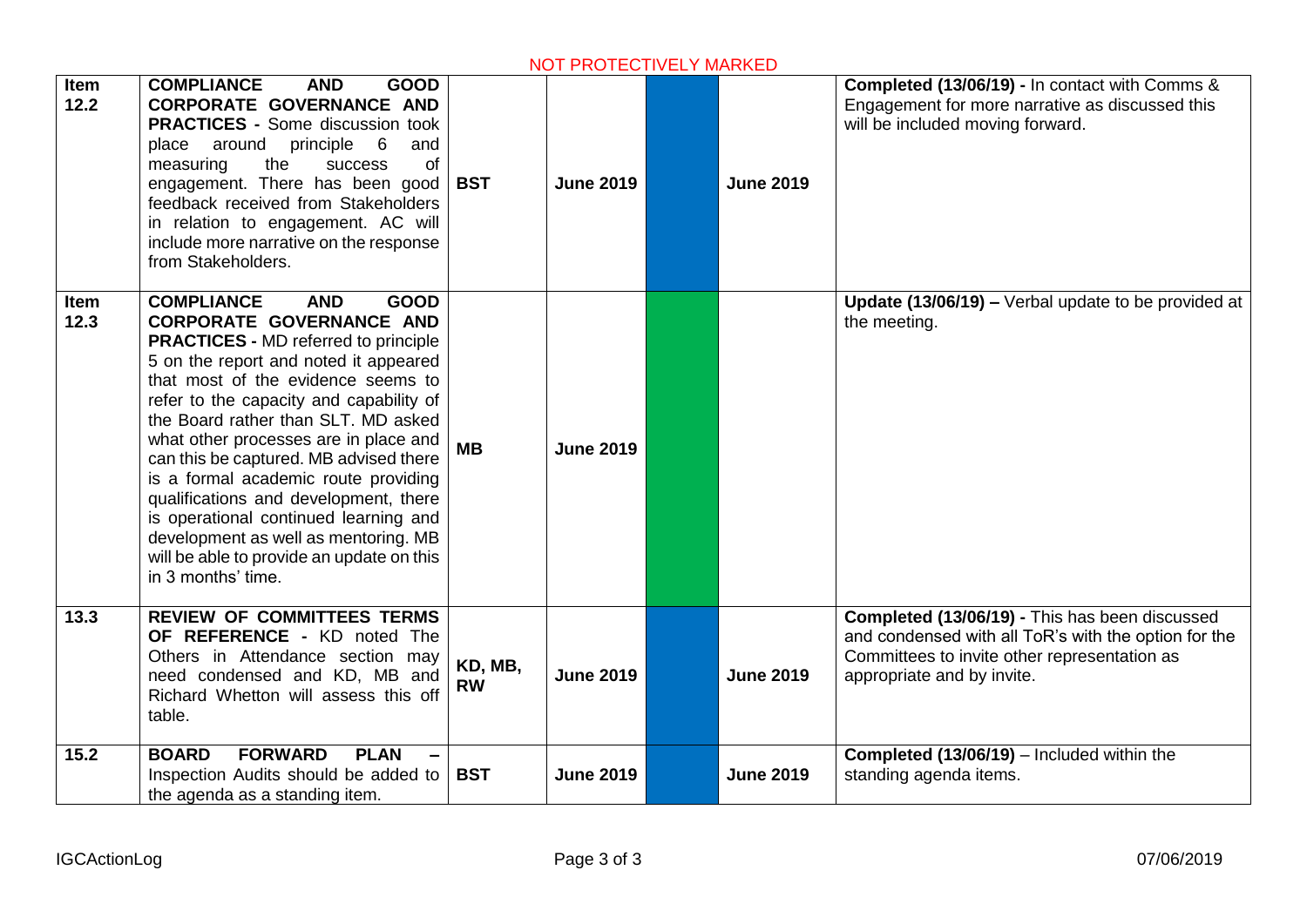NOT PROTECTIVELY MARKED

| | | | | | | |
|---|---|---|---|---|---|---|
| **Item 12.2** | **COMPLIANCE AND GOOD CORPORATE GOVERNANCE AND PRACTICES -** Some discussion took place around principle 6 and measuring the success of engagement. There has been good feedback received from Stakeholders in relation to engagement. AC will include more narrative on the response from Stakeholders. | **BST** | **June 2019** | | **June 2019** | **Completed (13/06/19) -** In contact with Comms & Engagement for more narrative as discussed this will be included moving forward. |
| **Item 12.3** | **COMPLIANCE AND GOOD CORPORATE GOVERNANCE AND PRACTICES -** MD referred to principle 5 on the report and noted it appeared that most of the evidence seems to refer to the capacity and capability of the Board rather than SLT. MD asked what other processes are in place and can this be captured. MB advised there is a formal academic route providing qualifications and development, there is operational continued learning and development as well as mentoring. MB will be able to provide an update on this in 3 months' time. | **MB** | **June 2019** | | | **Update (13/06/19) –** Verbal update to be provided at the meeting. |
| **13.3** | **REVIEW OF COMMITTEES TERMS OF REFERENCE -** KD noted The Others in Attendance section may need condensed and KD, MB and Richard Whetton will assess this off table. | **KD, MB, RW** | **June 2019** | | **June 2019** | **Completed (13/06/19) -** This has been discussed and condensed with all ToR's with the option for the Committees to invite other representation as appropriate and by invite. |
| **15.2** | **BOARD FORWARD PLAN –** Inspection Audits should be added to the agenda as a standing item. | **BST** | **June 2019** | | **June 2019** | **Completed (13/06/19)** – Included within the standing agenda items. |

IGCActionLog 07/06/2019